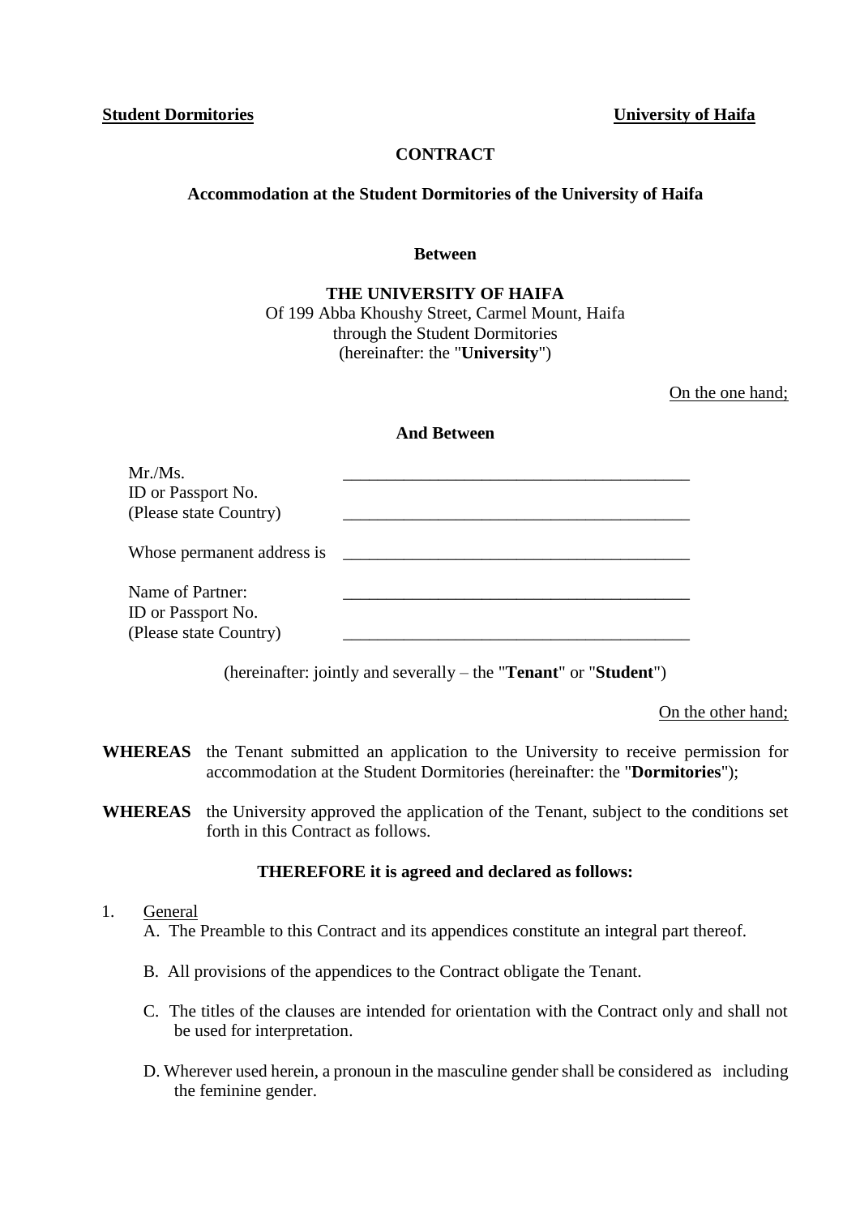**Student Dormitories** **University of Haifa**

# CONTRACT

## Accommodation at the Student Dormitories of the University of Haifa

**Between**

**THE UNIVERSITY OF HAIFA**
Of 199 Abba Khoushy Street, Carmel Mount, Haifa
through the Student Dormitories
(hereinafter: the "**University**")

On the one hand;

**And Between**

Mr./Ms. \_\_\_\_\_\_\_\_\_\_\_\_\_\_\_\_\_\_\_\_\_\_\_\_\_\_\_\_\_\_\_\_\_\_\_\_\_\_\_\_
ID or Passport No.
(Please state Country) \_\_\_\_\_\_\_\_\_\_\_\_\_\_\_\_\_\_\_\_\_\_\_\_\_\_\_\_\_\_\_\_\_\_\_\_\_\_\_\_

Whose permanent address is \_\_\_\_\_\_\_\_\_\_\_\_\_\_\_\_\_\_\_\_\_\_\_\_\_\_\_\_\_\_\_\_\_\_\_\_\_\_\_\_

Name of Partner: \_\_\_\_\_\_\_\_\_\_\_\_\_\_\_\_\_\_\_\_\_\_\_\_\_\_\_\_\_\_\_\_\_\_\_\_\_\_\_\_
ID or Passport No.
(Please state Country) \_\_\_\_\_\_\_\_\_\_\_\_\_\_\_\_\_\_\_\_\_\_\_\_\_\_\_\_\_\_\_\_\_\_\_\_\_\_\_\_

(hereinafter: jointly and severally – the "**Tenant**" or "**Student**")

On the other hand;

**WHEREAS** the Tenant submitted an application to the University to receive permission for accommodation at the Student Dormitories (hereinafter: the "**Dormitories**");

**WHEREAS** the University approved the application of the Tenant, subject to the conditions set forth in this Contract as follows.

**THEREFORE it is agreed and declared as follows:**

1. General

   A. The Preamble to this Contract and its appendices constitute an integral part thereof.

   B. All provisions of the appendices to the Contract obligate the Tenant.

   C. The titles of the clauses are intended for orientation with the Contract only and shall not be used for interpretation.

   D. Wherever used herein, a pronoun in the masculine gender shall be considered as including the feminine gender.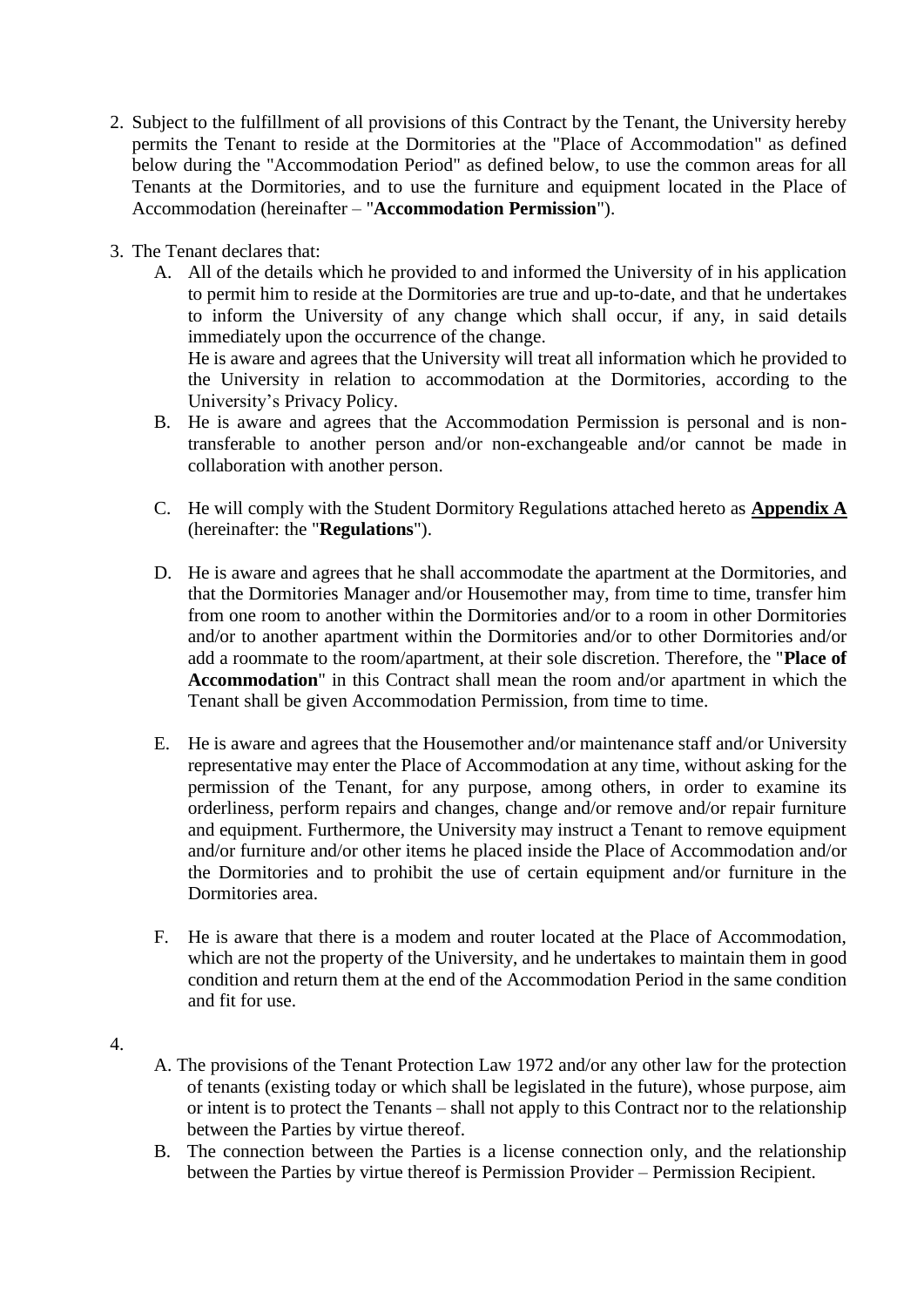2. Subject to the fulfillment of all provisions of this Contract by the Tenant, the University hereby permits the Tenant to reside at the Dormitories at the "Place of Accommodation" as defined below during the "Accommodation Period" as defined below, to use the common areas for all Tenants at the Dormitories, and to use the furniture and equipment located in the Place of Accommodation (hereinafter – "**Accommodation Permission**").

3. The Tenant declares that:
   A. All of the details which he provided to and informed the University of in his application to permit him to reside at the Dormitories are true and up-to-date, and that he undertakes to inform the University of any change which shall occur, if any, in said details immediately upon the occurrence of the change.
      He is aware and agrees that the University will treat all information which he provided to the University in relation to accommodation at the Dormitories, according to the University's Privacy Policy.
   B. He is aware and agrees that the Accommodation Permission is personal and is non-transferable to another person and/or non-exchangeable and/or cannot be made in collaboration with another person.

   C. He will comply with the Student Dormitory Regulations attached hereto as **<u>Appendix A</u>** (hereinafter: the "**Regulations**").

   D. He is aware and agrees that he shall accommodate the apartment at the Dormitories, and that the Dormitories Manager and/or Housemother may, from time to time, transfer him from one room to another within the Dormitories and/or to a room in other Dormitories and/or to another apartment within the Dormitories and/or to other Dormitories and/or add a roommate to the room/apartment, at their sole discretion. Therefore, the "**Place of Accommodation**" in this Contract shall mean the room and/or apartment in which the Tenant shall be given Accommodation Permission, from time to time.

   E. He is aware and agrees that the Housemother and/or maintenance staff and/or University representative may enter the Place of Accommodation at any time, without asking for the permission of the Tenant, for any purpose, among others, in order to examine its orderliness, perform repairs and changes, change and/or remove and/or repair furniture and equipment. Furthermore, the University may instruct a Tenant to remove equipment and/or furniture and/or other items he placed inside the Place of Accommodation and/or the Dormitories and to prohibit the use of certain equipment and/or furniture in the Dormitories area.

   F. He is aware that there is a modem and router located at the Place of Accommodation, which are not the property of the University, and he undertakes to maintain them in good condition and return them at the end of the Accommodation Period in the same condition and fit for use.

4.
   A. The provisions of the Tenant Protection Law 1972 and/or any other law for the protection of tenants (existing today or which shall be legislated in the future), whose purpose, aim or intent is to protect the Tenants – shall not apply to this Contract nor to the relationship between the Parties by virtue thereof.
   B. The connection between the Parties is a license connection only, and the relationship between the Parties by virtue thereof is Permission Provider – Permission Recipient.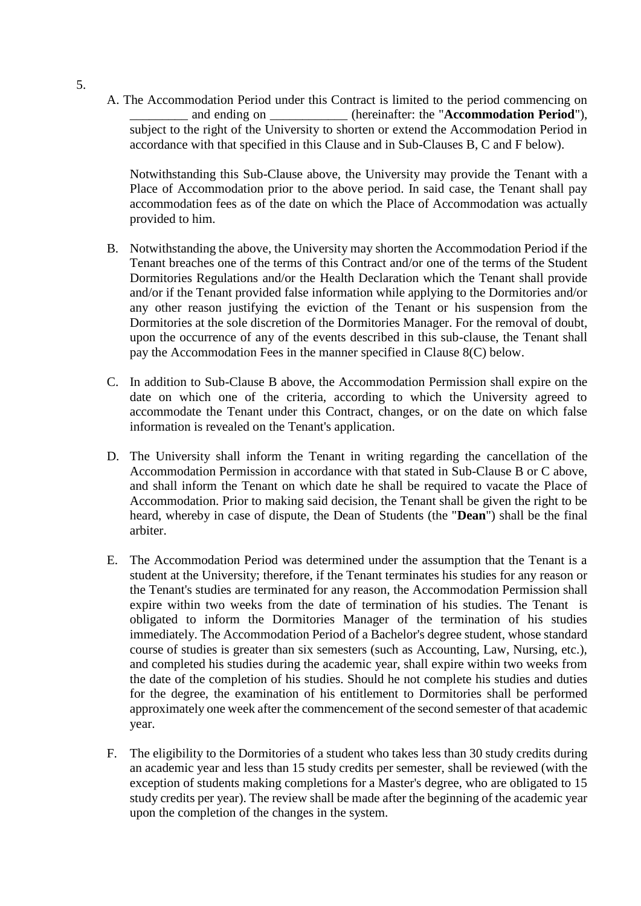5.

A. The Accommodation Period under this Contract is limited to the period commencing on _________ and ending on ____________ (hereinafter: the "**Accommodation Period**"), subject to the right of the University to shorten or extend the Accommodation Period in accordance with that specified in this Clause and in Sub-Clauses B, C and F below).

   Notwithstanding this Sub-Clause above, the University may provide the Tenant with a Place of Accommodation prior to the above period. In said case, the Tenant shall pay accommodation fees as of the date on which the Place of Accommodation was actually provided to him.

B. Notwithstanding the above, the University may shorten the Accommodation Period if the Tenant breaches one of the terms of this Contract and/or one of the terms of the Student Dormitories Regulations and/or the Health Declaration which the Tenant shall provide and/or if the Tenant provided false information while applying to the Dormitories and/or any other reason justifying the eviction of the Tenant or his suspension from the Dormitories at the sole discretion of the Dormitories Manager. For the removal of doubt, upon the occurrence of any of the events described in this sub-clause, the Tenant shall pay the Accommodation Fees in the manner specified in Clause 8(C) below.

C. In addition to Sub-Clause B above, the Accommodation Permission shall expire on the date on which one of the criteria, according to which the University agreed to accommodate the Tenant under this Contract, changes, or on the date on which false information is revealed on the Tenant's application.

D. The University shall inform the Tenant in writing regarding the cancellation of the Accommodation Permission in accordance with that stated in Sub-Clause B or C above, and shall inform the Tenant on which date he shall be required to vacate the Place of Accommodation. Prior to making said decision, the Tenant shall be given the right to be heard, whereby in case of dispute, the Dean of Students (the "**Dean**") shall be the final arbiter.

E. The Accommodation Period was determined under the assumption that the Tenant is a student at the University; therefore, if the Tenant terminates his studies for any reason or the Tenant's studies are terminated for any reason, the Accommodation Permission shall expire within two weeks from the date of termination of his studies. The Tenant is obligated to inform the Dormitories Manager of the termination of his studies immediately. The Accommodation Period of a Bachelor's degree student, whose standard course of studies is greater than six semesters (such as Accounting, Law, Nursing, etc.), and completed his studies during the academic year, shall expire within two weeks from the date of the completion of his studies. Should he not complete his studies and duties for the degree, the examination of his entitlement to Dormitories shall be performed approximately one week after the commencement of the second semester of that academic year.

F. The eligibility to the Dormitories of a student who takes less than 30 study credits during an academic year and less than 15 study credits per semester, shall be reviewed (with the exception of students making completions for a Master's degree, who are obligated to 15 study credits per year). The review shall be made after the beginning of the academic year upon the completion of the changes in the system.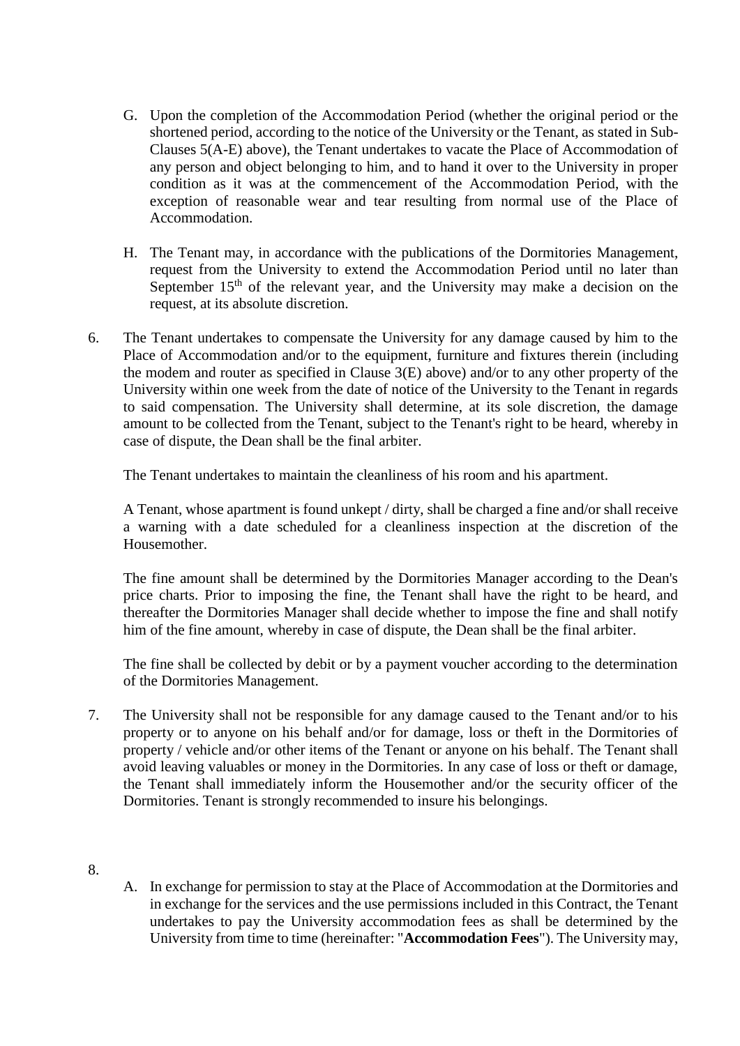G. Upon the completion of the Accommodation Period (whether the original period or the shortened period, according to the notice of the University or the Tenant, as stated in Sub-Clauses 5(A-E) above), the Tenant undertakes to vacate the Place of Accommodation of any person and object belonging to him, and to hand it over to the University in proper condition as it was at the commencement of the Accommodation Period, with the exception of reasonable wear and tear resulting from normal use of the Place of Accommodation.

H. The Tenant may, in accordance with the publications of the Dormitories Management, request from the University to extend the Accommodation Period until no later than September 15th of the relevant year, and the University may make a decision on the request, at its absolute discretion.

6. The Tenant undertakes to compensate the University for any damage caused by him to the Place of Accommodation and/or to the equipment, furniture and fixtures therein (including the modem and router as specified in Clause 3(E) above) and/or to any other property of the University within one week from the date of notice of the University to the Tenant in regards to said compensation. The University shall determine, at its sole discretion, the damage amount to be collected from the Tenant, subject to the Tenant's right to be heard, whereby in case of dispute, the Dean shall be the final arbiter.

   The Tenant undertakes to maintain the cleanliness of his room and his apartment.

   A Tenant, whose apartment is found unkept / dirty, shall be charged a fine and/or shall receive a warning with a date scheduled for a cleanliness inspection at the discretion of the Housemother.

   The fine amount shall be determined by the Dormitories Manager according to the Dean's price charts. Prior to imposing the fine, the Tenant shall have the right to be heard, and thereafter the Dormitories Manager shall decide whether to impose the fine and shall notify him of the fine amount, whereby in case of dispute, the Dean shall be the final arbiter.

   The fine shall be collected by debit or by a payment voucher according to the determination of the Dormitories Management.

7. The University shall not be responsible for any damage caused to the Tenant and/or to his property or to anyone on his behalf and/or for damage, loss or theft in the Dormitories of property / vehicle and/or other items of the Tenant or anyone on his behalf. The Tenant shall avoid leaving valuables or money in the Dormitories. In any case of loss or theft or damage, the Tenant shall immediately inform the Housemother and/or the security officer of the Dormitories. Tenant is strongly recommended to insure his belongings.

8.

A. In exchange for permission to stay at the Place of Accommodation at the Dormitories and in exchange for the services and the use permissions included in this Contract, the Tenant undertakes to pay the University accommodation fees as shall be determined by the University from time to time (hereinafter: "**Accommodation Fees**"). The University may,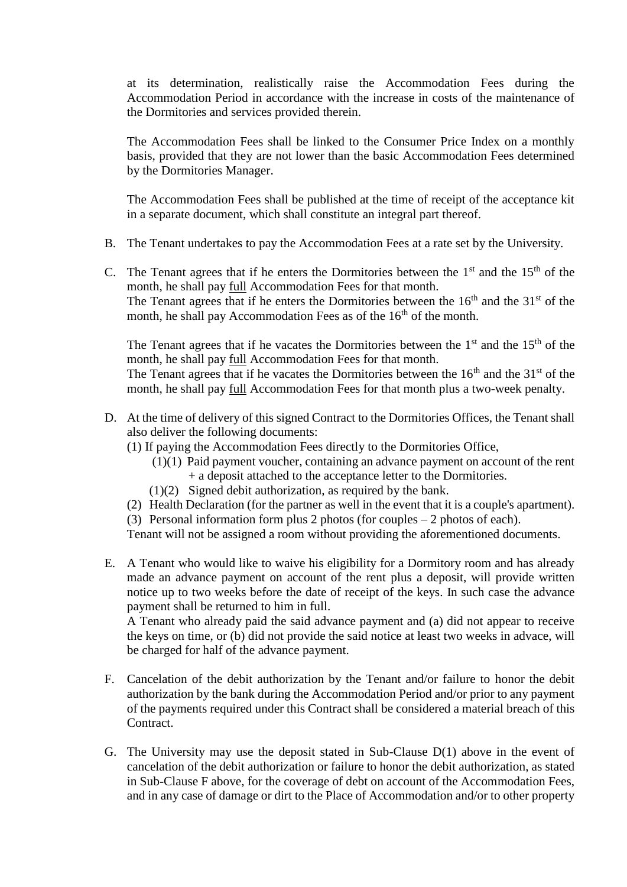at its determination, realistically raise the Accommodation Fees during the Accommodation Period in accordance with the increase in costs of the maintenance of the Dormitories and services provided therein.

The Accommodation Fees shall be linked to the Consumer Price Index on a monthly basis, provided that they are not lower than the basic Accommodation Fees determined by the Dormitories Manager.

The Accommodation Fees shall be published at the time of receipt of the acceptance kit in a separate document, which shall constitute an integral part thereof.

B. The Tenant undertakes to pay the Accommodation Fees at a rate set by the University.

C. The Tenant agrees that if he enters the Dormitories between the 1st and the 15th of the month, he shall pay full Accommodation Fees for that month.
The Tenant agrees that if he enters the Dormitories between the 16th and the 31st of the month, he shall pay Accommodation Fees as of the 16th of the month.

The Tenant agrees that if he vacates the Dormitories between the 1st and the 15th of the month, he shall pay full Accommodation Fees for that month.
The Tenant agrees that if he vacates the Dormitories between the 16th and the 31st of the month, he shall pay full Accommodation Fees for that month plus a two-week penalty.

D. At the time of delivery of this signed Contract to the Dormitories Offices, the Tenant shall also deliver the following documents:
(1) If paying the Accommodation Fees directly to the Dormitories Office,
 (1)(1) Paid payment voucher, containing an advance payment on account of the rent + a deposit attached to the acceptance letter to the Dormitories.
 (1)(2) Signed debit authorization, as required by the bank.
(2) Health Declaration (for the partner as well in the event that it is a couple's apartment).
(3) Personal information form plus 2 photos (for couples – 2 photos of each).
Tenant will not be assigned a room without providing the aforementioned documents.

E. A Tenant who would like to waive his eligibility for a Dormitory room and has already made an advance payment on account of the rent plus a deposit, will provide written notice up to two weeks before the date of receipt of the keys. In such case the advance payment shall be returned to him in full.
A Tenant who already paid the said advance payment and (a) did not appear to receive the keys on time, or (b) did not provide the said notice at least two weeks in advace, will be charged for half of the advance payment.

F. Cancelation of the debit authorization by the Tenant and/or failure to honor the debit authorization by the bank during the Accommodation Period and/or prior to any payment of the payments required under this Contract shall be considered a material breach of this Contract.

G. The University may use the deposit stated in Sub-Clause D(1) above in the event of cancelation of the debit authorization or failure to honor the debit authorization, as stated in Sub-Clause F above, for the coverage of debt on account of the Accommodation Fees, and in any case of damage or dirt to the Place of Accommodation and/or to other property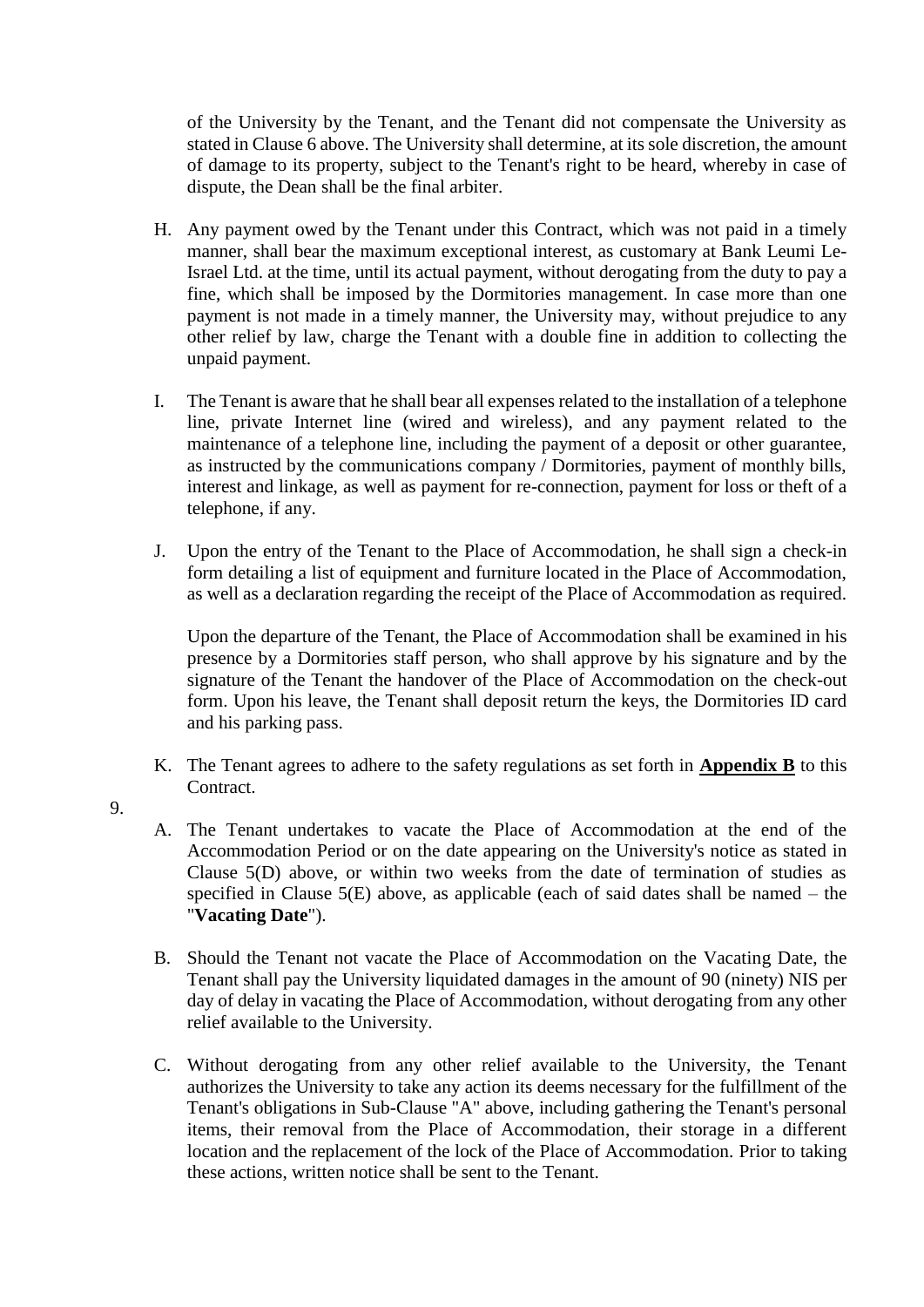of the University by the Tenant, and the Tenant did not compensate the University as stated in Clause 6 above. The University shall determine, at its sole discretion, the amount of damage to its property, subject to the Tenant's right to be heard, whereby in case of dispute, the Dean shall be the final arbiter.

H. Any payment owed by the Tenant under this Contract, which was not paid in a timely manner, shall bear the maximum exceptional interest, as customary at Bank Leumi Le-Israel Ltd. at the time, until its actual payment, without derogating from the duty to pay a fine, which shall be imposed by the Dormitories management. In case more than one payment is not made in a timely manner, the University may, without prejudice to any other relief by law, charge the Tenant with a double fine in addition to collecting the unpaid payment.

I. The Tenant is aware that he shall bear all expenses related to the installation of a telephone line, private Internet line (wired and wireless), and any payment related to the maintenance of a telephone line, including the payment of a deposit or other guarantee, as instructed by the communications company / Dormitories, payment of monthly bills, interest and linkage, as well as payment for re-connection, payment for loss or theft of a telephone, if any.

J. Upon the entry of the Tenant to the Place of Accommodation, he shall sign a check-in form detailing a list of equipment and furniture located in the Place of Accommodation, as well as a declaration regarding the receipt of the Place of Accommodation as required.

   Upon the departure of the Tenant, the Place of Accommodation shall be examined in his presence by a Dormitories staff person, who shall approve by his signature and by the signature of the Tenant the handover of the Place of Accommodation on the check-out form. Upon his leave, the Tenant shall deposit return the keys, the Dormitories ID card and his parking pass.

K. The Tenant agrees to adhere to the safety regulations as set forth in **Appendix B** to this Contract.

9.

A. The Tenant undertakes to vacate the Place of Accommodation at the end of the Accommodation Period or on the date appearing on the University's notice as stated in Clause 5(D) above, or within two weeks from the date of termination of studies as specified in Clause 5(E) above, as applicable (each of said dates shall be named – the "**Vacating Date**").

B. Should the Tenant not vacate the Place of Accommodation on the Vacating Date, the Tenant shall pay the University liquidated damages in the amount of 90 (ninety) NIS per day of delay in vacating the Place of Accommodation, without derogating from any other relief available to the University.

C. Without derogating from any other relief available to the University, the Tenant authorizes the University to take any action its deems necessary for the fulfillment of the Tenant's obligations in Sub-Clause "A" above, including gathering the Tenant's personal items, their removal from the Place of Accommodation, their storage in a different location and the replacement of the lock of the Place of Accommodation. Prior to taking these actions, written notice shall be sent to the Tenant.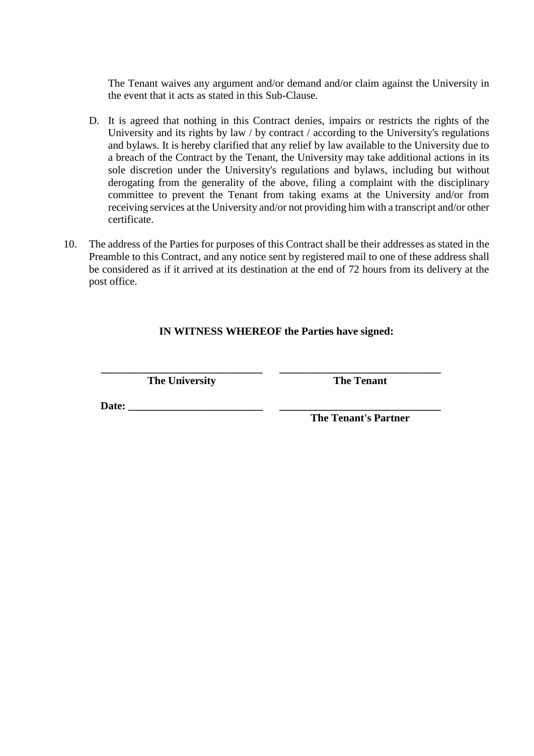The Tenant waives any argument and/or demand and/or claim against the University in the event that it acts as stated in this Sub-Clause.

D. It is agreed that nothing in this Contract denies, impairs or restricts the rights of the University and its rights by law / by contract / according to the University's regulations and bylaws. It is hereby clarified that any relief by law available to the University due to a breach of the Contract by the Tenant, the University may take additional actions in its sole discretion under the University's regulations and bylaws, including but without derogating from the generality of the above, filing a complaint with the disciplinary committee to prevent the Tenant from taking exams at the University and/or from receiving services at the University and/or not providing him with a transcript and/or other certificate.

10. The address of the Parties for purposes of this Contract shall be their addresses as stated in the Preamble to this Contract, and any notice sent by registered mail to one of these address shall be considered as if it arrived at its destination at the end of 72 hours from its delivery at the post office.

**IN WITNESS WHEREOF the Parties have signed:**

| ______________________________ | ______________________________ |
|---|---|
| **The University** | **The Tenant** |
| **Date:** _________________________ | ______________________________ |
| | **The Tenant's Partner** |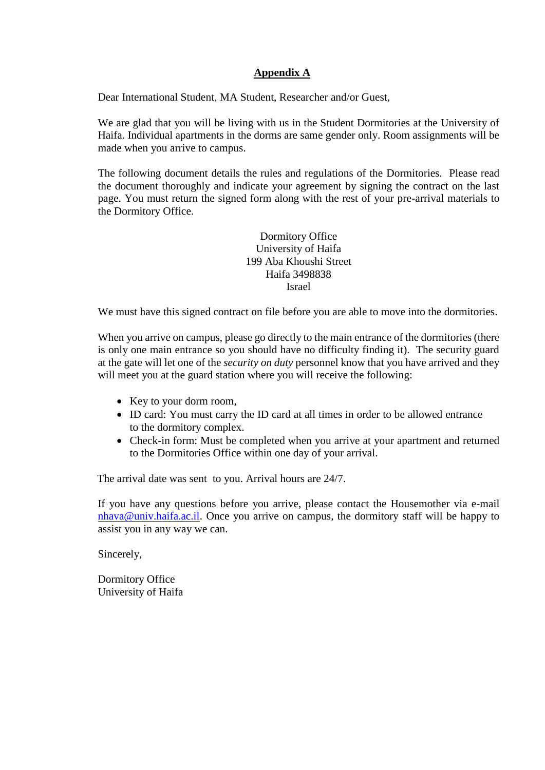# Appendix A

Dear International Student, MA Student, Researcher and/or Guest,

We are glad that you will be living with us in the Student Dormitories at the University of Haifa. Individual apartments in the dorms are same gender only. Room assignments will be made when you arrive to campus.

The following document details the rules and regulations of the Dormitories. Please read the document thoroughly and indicate your agreement by signing the contract on the last page. You must return the signed form along with the rest of your pre-arrival materials to the Dormitory Office.

Dormitory Office  
University of Haifa  
199 Aba Khoushi Street  
Haifa 3498838  
Israel

We must have this signed contract on file before you are able to move into the dormitories.

When you arrive on campus, please go directly to the main entrance of the dormitories (there is only one main entrance so you should have no difficulty finding it). The security guard at the gate will let one of the *security on duty* personnel know that you have arrived and they will meet you at the guard station where you will receive the following:

- Key to your dorm room,
- ID card: You must carry the ID card at all times in order to be allowed entrance to the dormitory complex.
- Check-in form: Must be completed when you arrive at your apartment and returned to the Dormitories Office within one day of your arrival.

The arrival date was sent to you. Arrival hours are 24/7.

If you have any questions before you arrive, please contact the Housemother via e-mail nhava@univ.haifa.ac.il. Once you arrive on campus, the dormitory staff will be happy to assist you in any way we can.

Sincerely,

Dormitory Office  
University of Haifa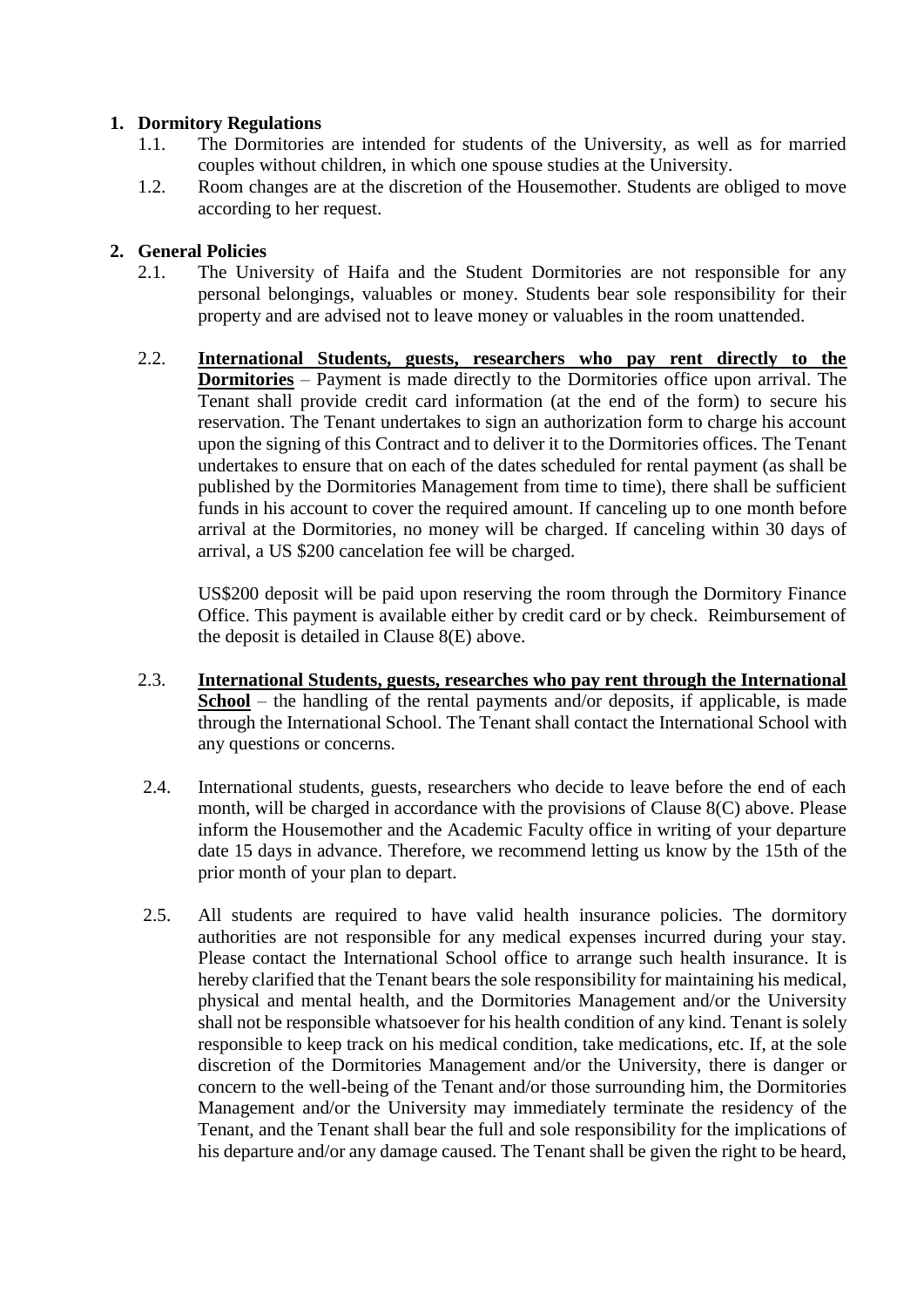1. **Dormitory Regulations**
    1.1. The Dormitories are intended for students of the University, as well as for married couples without children, in which one spouse studies at the University.
    1.2. Room changes are at the discretion of the Housemother. Students are obliged to move according to her request.

2. **General Policies**
    2.1. The University of Haifa and the Student Dormitories are not responsible for any personal belongings, valuables or money. Students bear sole responsibility for their property and are advised not to leave money or valuables in the room unattended.

    2.2. **International Students, guests, researchers who pay rent directly to the Dormitories** – Payment is made directly to the Dormitories office upon arrival. The Tenant shall provide credit card information (at the end of the form) to secure his reservation. The Tenant undertakes to sign an authorization form to charge his account upon the signing of this Contract and to deliver it to the Dormitories offices. The Tenant undertakes to ensure that on each of the dates scheduled for rental payment (as shall be published by the Dormitories Management from time to time), there shall be sufficient funds in his account to cover the required amount. If canceling up to one month before arrival at the Dormitories, no money will be charged. If canceling within 30 days of arrival, a US $200 cancelation fee will be charged.

        US$200 deposit will be paid upon reserving the room through the Dormitory Finance Office. This payment is available either by credit card or by check. Reimbursement of the deposit is detailed in Clause 8(E) above.

    2.3. **International Students, guests, researches who pay rent through the International School** – the handling of the rental payments and/or deposits, if applicable, is made through the International School. The Tenant shall contact the International School with any questions or concerns.

    2.4. International students, guests, researchers who decide to leave before the end of each month, will be charged in accordance with the provisions of Clause 8(C) above. Please inform the Housemother and the Academic Faculty office in writing of your departure date 15 days in advance. Therefore, we recommend letting us know by the 15th of the prior month of your plan to depart.

    2.5. All students are required to have valid health insurance policies. The dormitory authorities are not responsible for any medical expenses incurred during your stay. Please contact the International School office to arrange such health insurance. It is hereby clarified that the Tenant bears the sole responsibility for maintaining his medical, physical and mental health, and the Dormitories Management and/or the University shall not be responsible whatsoever for his health condition of any kind. Tenant is solely responsible to keep track on his medical condition, take medications, etc. If, at the sole discretion of the Dormitories Management and/or the University, there is danger or concern to the well-being of the Tenant and/or those surrounding him, the Dormitories Management and/or the University may immediately terminate the residency of the Tenant, and the Tenant shall bear the full and sole responsibility for the implications of his departure and/or any damage caused. The Tenant shall be given the right to be heard,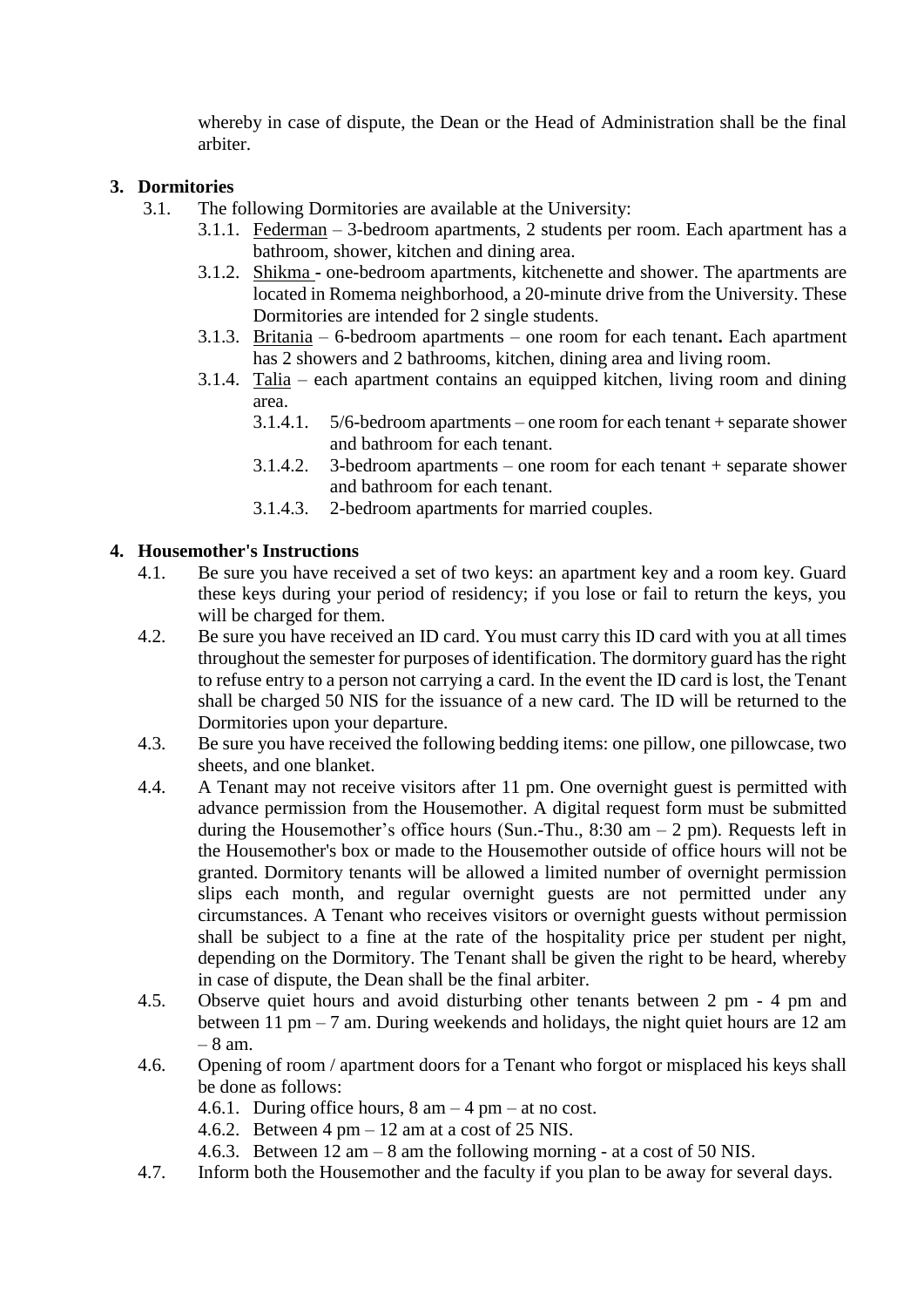whereby in case of dispute, the Dean or the Head of Administration shall be the final arbiter.

## 3. Dormitories

3.1. The following Dormitories are available at the University:

3.1.1. Federman – 3-bedroom apartments, 2 students per room. Each apartment has a bathroom, shower, kitchen and dining area.

3.1.2. Shikma - one-bedroom apartments, kitchenette and shower. The apartments are located in Romema neighborhood, a 20-minute drive from the University. These Dormitories are intended for 2 single students.

3.1.3. Britania – 6-bedroom apartments – one room for each tenant. Each apartment has 2 showers and 2 bathrooms, kitchen, dining area and living room.

3.1.4. Talia – each apartment contains an equipped kitchen, living room and dining area.

3.1.4.1. 5/6-bedroom apartments – one room for each tenant + separate shower and bathroom for each tenant.

3.1.4.2. 3-bedroom apartments – one room for each tenant + separate shower and bathroom for each tenant.

3.1.4.3. 2-bedroom apartments for married couples.

## 4. Housemother's Instructions

4.1. Be sure you have received a set of two keys: an apartment key and a room key. Guard these keys during your period of residency; if you lose or fail to return the keys, you will be charged for them.

4.2. Be sure you have received an ID card. You must carry this ID card with you at all times throughout the semester for purposes of identification. The dormitory guard has the right to refuse entry to a person not carrying a card. In the event the ID card is lost, the Tenant shall be charged 50 NIS for the issuance of a new card. The ID will be returned to the Dormitories upon your departure.

4.3. Be sure you have received the following bedding items: one pillow, one pillowcase, two sheets, and one blanket.

4.4. A Tenant may not receive visitors after 11 pm. One overnight guest is permitted with advance permission from the Housemother. A digital request form must be submitted during the Housemother's office hours (Sun.-Thu., 8:30 am – 2 pm). Requests left in the Housemother's box or made to the Housemother outside of office hours will not be granted. Dormitory tenants will be allowed a limited number of overnight permission slips each month, and regular overnight guests are not permitted under any circumstances. A Tenant who receives visitors or overnight guests without permission shall be subject to a fine at the rate of the hospitality price per student per night, depending on the Dormitory. The Tenant shall be given the right to be heard, whereby in case of dispute, the Dean shall be the final arbiter.

4.5. Observe quiet hours and avoid disturbing other tenants between 2 pm - 4 pm and between 11 pm – 7 am. During weekends and holidays, the night quiet hours are 12 am – 8 am.

4.6. Opening of room / apartment doors for a Tenant who forgot or misplaced his keys shall be done as follows:

4.6.1. During office hours, 8 am – 4 pm – at no cost.

4.6.2. Between 4 pm – 12 am at a cost of 25 NIS.

4.6.3. Between 12 am – 8 am the following morning - at a cost of 50 NIS.

4.7. Inform both the Housemother and the faculty if you plan to be away for several days.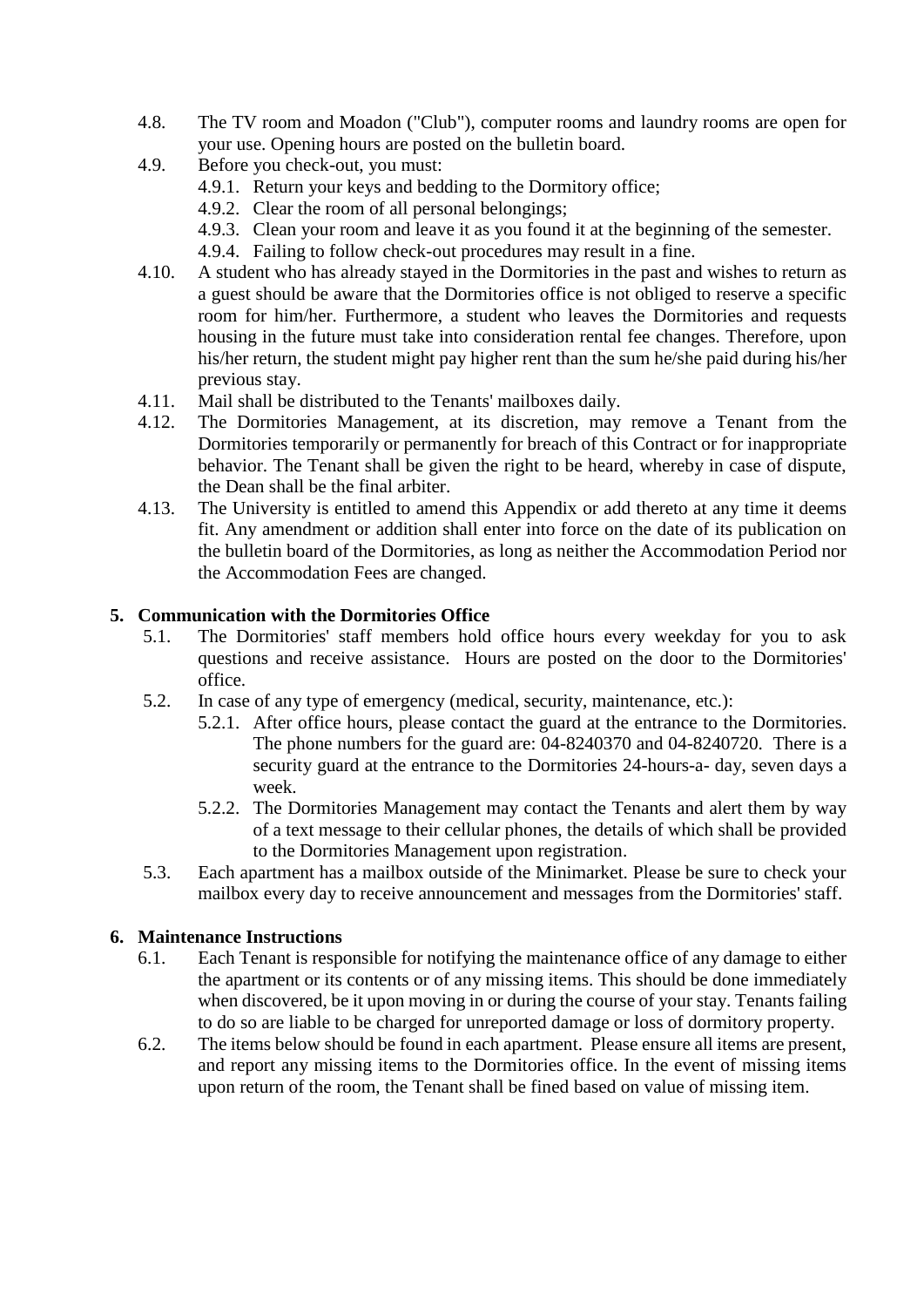4.8. The TV room and Moadon ("Club"), computer rooms and laundry rooms are open for your use. Opening hours are posted on the bulletin board.

4.9. Before you check-out, you must:

  4.9.1. Return your keys and bedding to the Dormitory office;

  4.9.2. Clear the room of all personal belongings;

  4.9.3. Clean your room and leave it as you found it at the beginning of the semester.

  4.9.4. Failing to follow check-out procedures may result in a fine.

4.10. A student who has already stayed in the Dormitories in the past and wishes to return as a guest should be aware that the Dormitories office is not obliged to reserve a specific room for him/her. Furthermore, a student who leaves the Dormitories and requests housing in the future must take into consideration rental fee changes. Therefore, upon his/her return, the student might pay higher rent than the sum he/she paid during his/her previous stay.

4.11. Mail shall be distributed to the Tenants' mailboxes daily.

4.12. The Dormitories Management, at its discretion, may remove a Tenant from the Dormitories temporarily or permanently for breach of this Contract or for inappropriate behavior. The Tenant shall be given the right to be heard, whereby in case of dispute, the Dean shall be the final arbiter.

4.13. The University is entitled to amend this Appendix or add thereto at any time it deems fit. Any amendment or addition shall enter into force on the date of its publication on the bulletin board of the Dormitories, as long as neither the Accommodation Period nor the Accommodation Fees are changed.

## 5. Communication with the Dormitories Office

5.1. The Dormitories' staff members hold office hours every weekday for you to ask questions and receive assistance. Hours are posted on the door to the Dormitories' office.

5.2. In case of any type of emergency (medical, security, maintenance, etc.):

  5.2.1. After office hours, please contact the guard at the entrance to the Dormitories. The phone numbers for the guard are: 04-8240370 and 04-8240720. There is a security guard at the entrance to the Dormitories 24-hours-a- day, seven days a week.

  5.2.2. The Dormitories Management may contact the Tenants and alert them by way of a text message to their cellular phones, the details of which shall be provided to the Dormitories Management upon registration.

5.3. Each apartment has a mailbox outside of the Minimarket. Please be sure to check your mailbox every day to receive announcement and messages from the Dormitories' staff.

## 6. Maintenance Instructions

6.1. Each Tenant is responsible for notifying the maintenance office of any damage to either the apartment or its contents or of any missing items. This should be done immediately when discovered, be it upon moving in or during the course of your stay. Tenants failing to do so are liable to be charged for unreported damage or loss of dormitory property.

6.2. The items below should be found in each apartment. Please ensure all items are present, and report any missing items to the Dormitories office. In the event of missing items upon return of the room, the Tenant shall be fined based on value of missing item.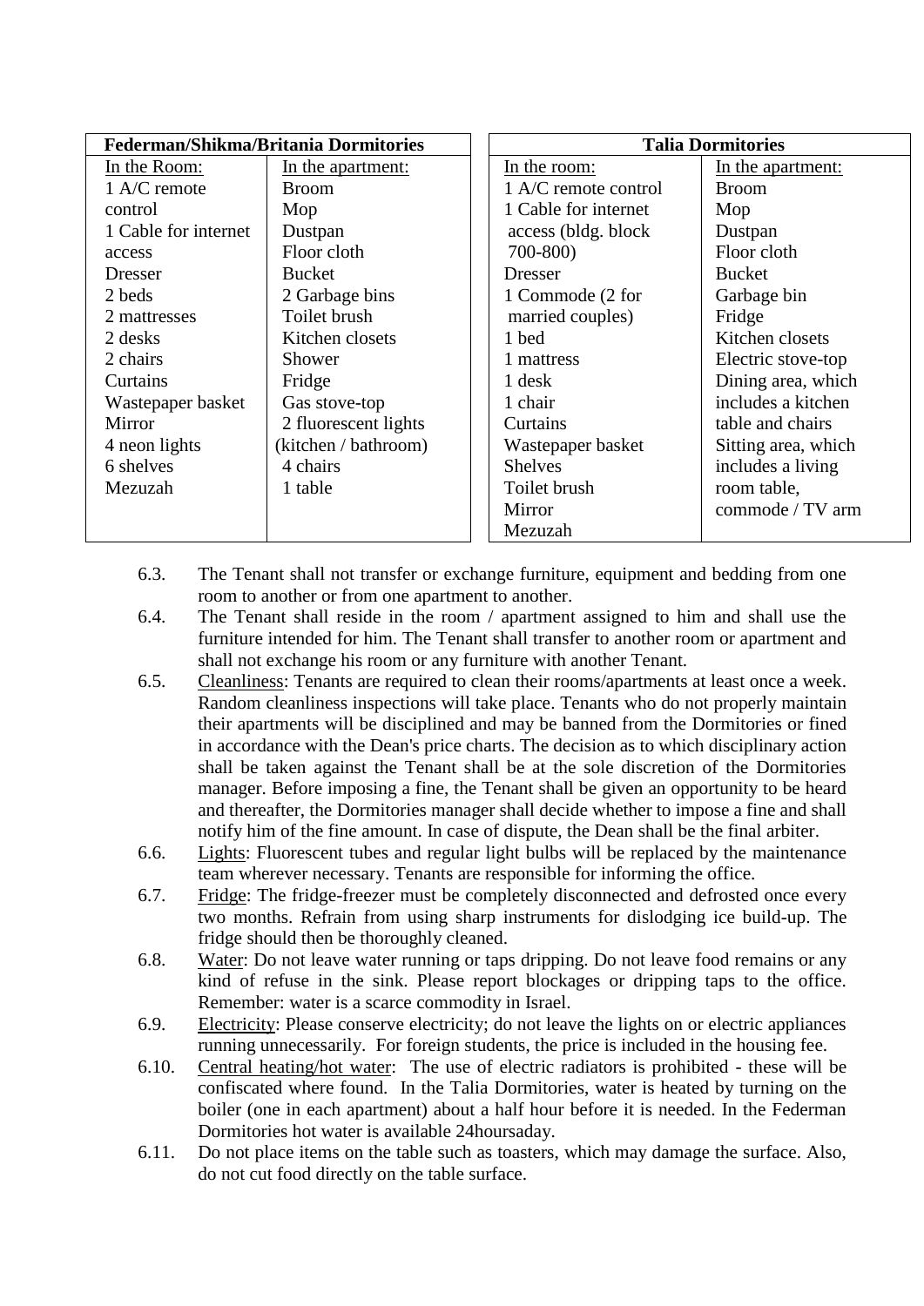| Federman/Shikma/Britania Dormitories | | Talia Dormitories | |
|---|---|---|---|
| In the Room: | In the apartment: | In the room: | In the apartment: |
| 1 A/C remote control | Broom | 1 A/C remote control | Broom |
| 1 Cable for internet access | Mop | 1 Cable for internet access (bldg. block 700-800) | Mop |
| Dresser | Dustpan | Dresser | Dustpan |
| 2 beds | Floor cloth | 1 Commode (2 for married couples) | Floor cloth |
| 2 mattresses | Bucket | 1 bed | Bucket |
| 2 desks | 2 Garbage bins | 1 mattress | Garbage bin |
| 2 chairs | Toilet brush | 1 desk | Fridge |
| Curtains | Kitchen closets | 1 chair | Kitchen closets |
| Wastepaper basket | Shower | Curtains | Electric stove-top |
| Mirror | Fridge | Wastepaper basket | Dining area, which includes a kitchen table and chairs |
| 4 neon lights | Gas stove-top | Shelves | Sitting area, which includes a living room table, commode / TV arm |
| 6 shelves | 2 fluorescent lights (kitchen / bathroom) | Toilet brush | |
| Mezuzah | 4 chairs | Mirror | |
| | 1 table | Mezuzah | |

6.3. The Tenant shall not transfer or exchange furniture, equipment and bedding from one room to another or from one apartment to another.

6.4. The Tenant shall reside in the room / apartment assigned to him and shall use the furniture intended for him. The Tenant shall transfer to another room or apartment and shall not exchange his room or any furniture with another Tenant.

6.5. Cleanliness: Tenants are required to clean their rooms/apartments at least once a week. Random cleanliness inspections will take place. Tenants who do not properly maintain their apartments will be disciplined and may be banned from the Dormitories or fined in accordance with the Dean's price charts. The decision as to which disciplinary action shall be taken against the Tenant shall be at the sole discretion of the Dormitories manager. Before imposing a fine, the Tenant shall be given an opportunity to be heard and thereafter, the Dormitories manager shall decide whether to impose a fine and shall notify him of the fine amount. In case of dispute, the Dean shall be the final arbiter.

6.6. Lights: Fluorescent tubes and regular light bulbs will be replaced by the maintenance team wherever necessary. Tenants are responsible for informing the office.

6.7. Fridge: The fridge-freezer must be completely disconnected and defrosted once every two months. Refrain from using sharp instruments for dislodging ice build-up. The fridge should then be thoroughly cleaned.

6.8. Water: Do not leave water running or taps dripping. Do not leave food remains or any kind of refuse in the sink. Please report blockages or dripping taps to the office. Remember: water is a scarce commodity in Israel.

6.9. Electricity: Please conserve electricity; do not leave the lights on or electric appliances running unnecessarily. For foreign students, the price is included in the housing fee.

6.10. Central heating/hot water: The use of electric radiators is prohibited - these will be confiscated where found. In the Talia Dormitories, water is heated by turning on the boiler (one in each apartment) about a half hour before it is needed. In the Federman Dormitories hot water is available 24hoursaday.

6.11. Do not place items on the table such as toasters, which may damage the surface. Also, do not cut food directly on the table surface.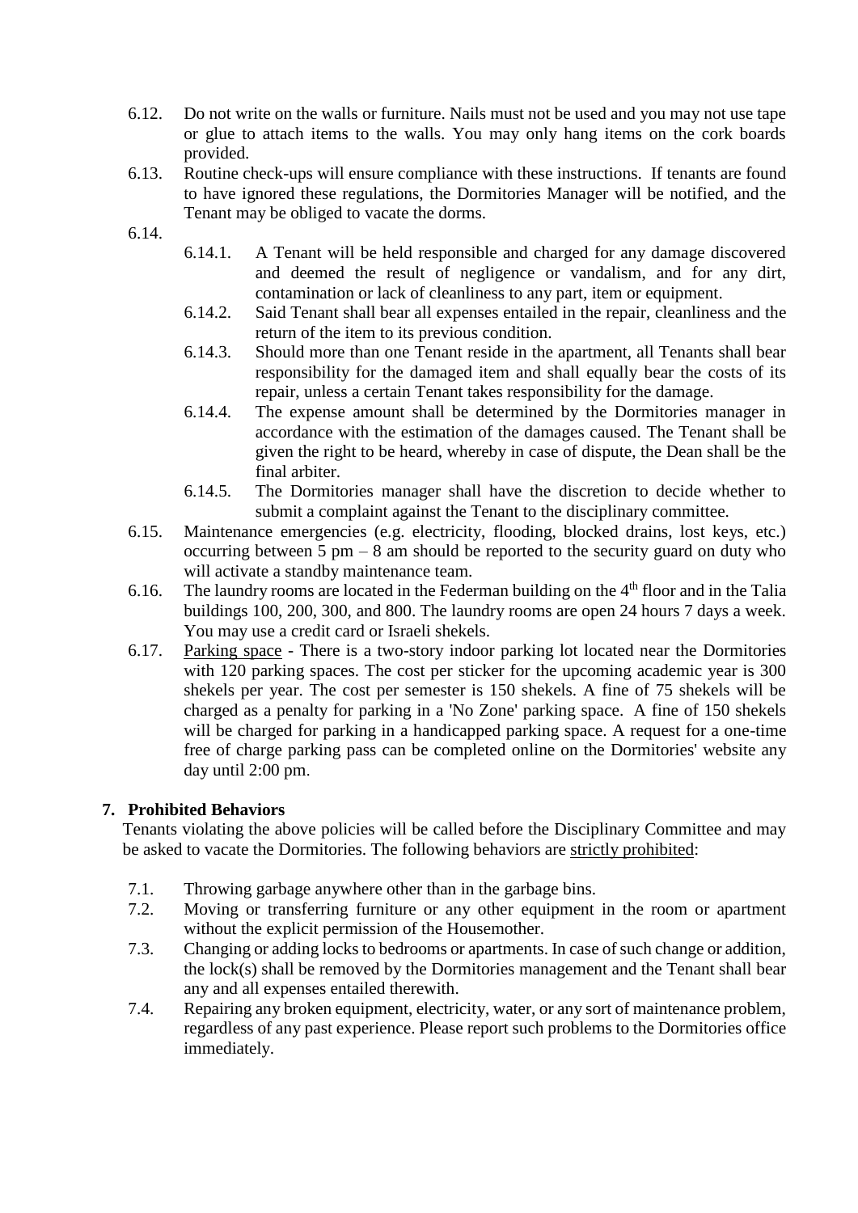6.12. Do not write on the walls or furniture. Nails must not be used and you may not use tape or glue to attach items to the walls. You may only hang items on the cork boards provided.

6.13. Routine check-ups will ensure compliance with these instructions. If tenants are found to have ignored these regulations, the Dormitories Manager will be notified, and the Tenant may be obliged to vacate the dorms.

6.14.

6.14.1. A Tenant will be held responsible and charged for any damage discovered and deemed the result of negligence or vandalism, and for any dirt, contamination or lack of cleanliness to any part, item or equipment.

6.14.2. Said Tenant shall bear all expenses entailed in the repair, cleanliness and the return of the item to its previous condition.

6.14.3. Should more than one Tenant reside in the apartment, all Tenants shall bear responsibility for the damaged item and shall equally bear the costs of its repair, unless a certain Tenant takes responsibility for the damage.

6.14.4. The expense amount shall be determined by the Dormitories manager in accordance with the estimation of the damages caused. The Tenant shall be given the right to be heard, whereby in case of dispute, the Dean shall be the final arbiter.

6.14.5. The Dormitories manager shall have the discretion to decide whether to submit a complaint against the Tenant to the disciplinary committee.

6.15. Maintenance emergencies (e.g. electricity, flooding, blocked drains, lost keys, etc.) occurring between 5 pm – 8 am should be reported to the security guard on duty who will activate a standby maintenance team.

6.16. The laundry rooms are located in the Federman building on the 4th floor and in the Talia buildings 100, 200, 300, and 800. The laundry rooms are open 24 hours 7 days a week. You may use a credit card or Israeli shekels.

6.17. Parking space - There is a two-story indoor parking lot located near the Dormitories with 120 parking spaces. The cost per sticker for the upcoming academic year is 300 shekels per year. The cost per semester is 150 shekels. A fine of 75 shekels will be charged as a penalty for parking in a 'No Zone' parking space. A fine of 150 shekels will be charged for parking in a handicapped parking space. A request for a one-time free of charge parking pass can be completed online on the Dormitories' website any day until 2:00 pm.

## 7. Prohibited Behaviors

Tenants violating the above policies will be called before the Disciplinary Committee and may be asked to vacate the Dormitories. The following behaviors are strictly prohibited:

7.1. Throwing garbage anywhere other than in the garbage bins.

7.2. Moving or transferring furniture or any other equipment in the room or apartment without the explicit permission of the Housemother.

7.3. Changing or adding locks to bedrooms or apartments. In case of such change or addition, the lock(s) shall be removed by the Dormitories management and the Tenant shall bear any and all expenses entailed therewith.

7.4. Repairing any broken equipment, electricity, water, or any sort of maintenance problem, regardless of any past experience. Please report such problems to the Dormitories office immediately.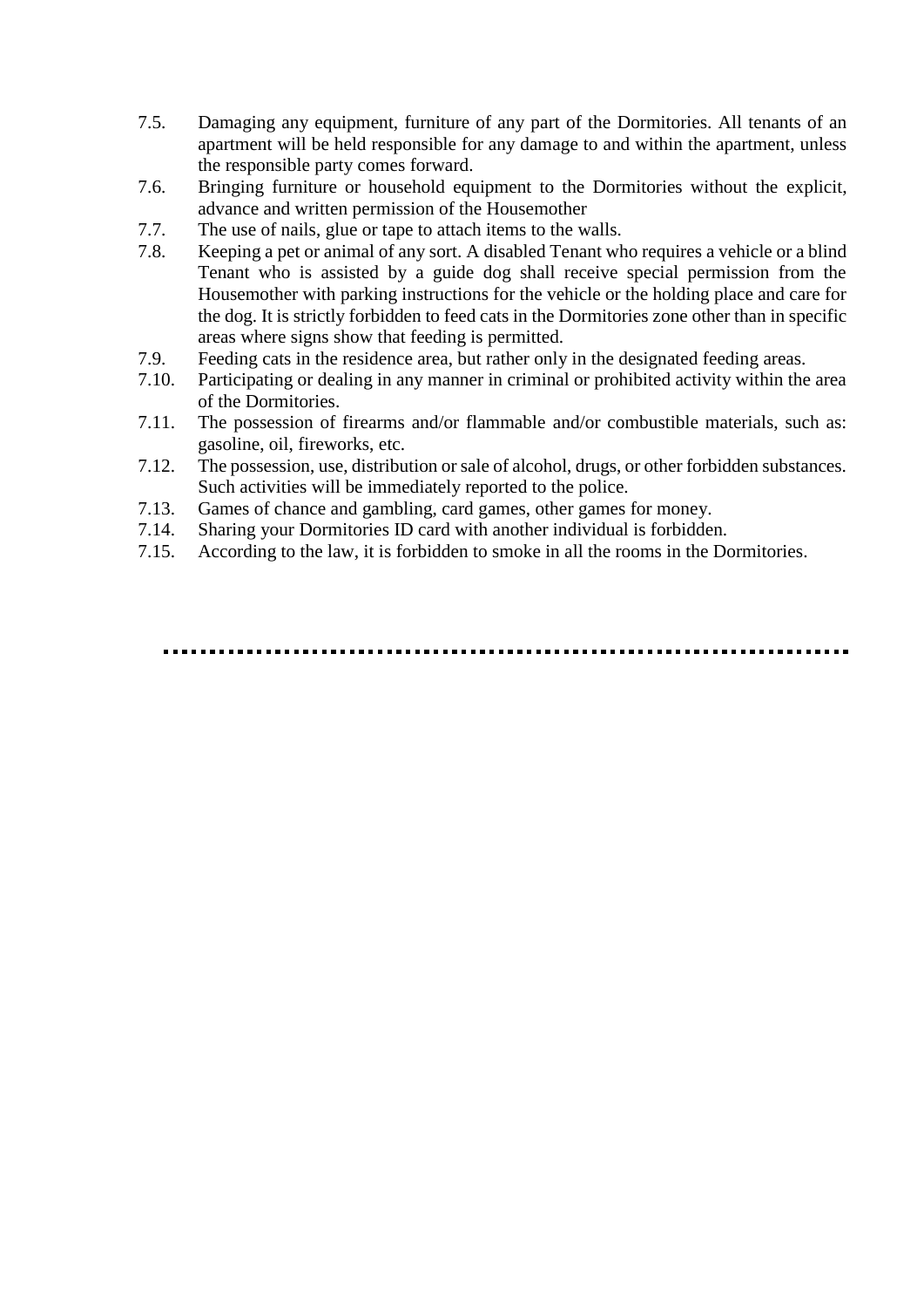7.5. Damaging any equipment, furniture of any part of the Dormitories. All tenants of an apartment will be held responsible for any damage to and within the apartment, unless the responsible party comes forward.

7.6. Bringing furniture or household equipment to the Dormitories without the explicit, advance and written permission of the Housemother

7.7. The use of nails, glue or tape to attach items to the walls.

7.8. Keeping a pet or animal of any sort. A disabled Tenant who requires a vehicle or a blind Tenant who is assisted by a guide dog shall receive special permission from the Housemother with parking instructions for the vehicle or the holding place and care for the dog. It is strictly forbidden to feed cats in the Dormitories zone other than in specific areas where signs show that feeding is permitted.

7.9. Feeding cats in the residence area, but rather only in the designated feeding areas.

7.10. Participating or dealing in any manner in criminal or prohibited activity within the area of the Dormitories.

7.11. The possession of firearms and/or flammable and/or combustible materials, such as: gasoline, oil, fireworks, etc.

7.12. The possession, use, distribution or sale of alcohol, drugs, or other forbidden substances. Such activities will be immediately reported to the police.

7.13. Games of chance and gambling, card games, other games for money.

7.14. Sharing your Dormitories ID card with another individual is forbidden.

7.15. According to the law, it is forbidden to smoke in all the rooms in the Dormitories.

---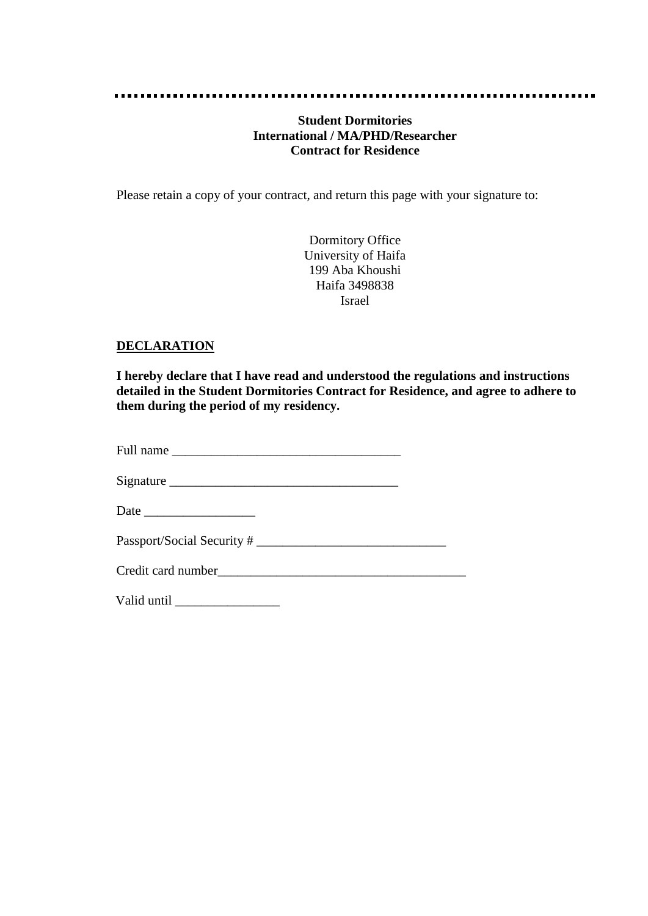**Student Dormitories**
**International / MA/PHD/Researcher**
**Contract for Residence**

Please retain a copy of your contract, and return this page with your signature to:

Dormitory Office
University of Haifa
199 Aba Khoushi
Haifa 3498838
Israel

**<u>DECLARATION</u>**

**I hereby declare that I have read and understood the regulations and instructions detailed in the Student Dormitories Contract for Residence, and agree to adhere to them during the period of my residency.**

Full name ___________________________________

Signature ___________________________________

Date _________________

Passport/Social Security # _____________________________

Credit card number______________________________________

Valid until ________________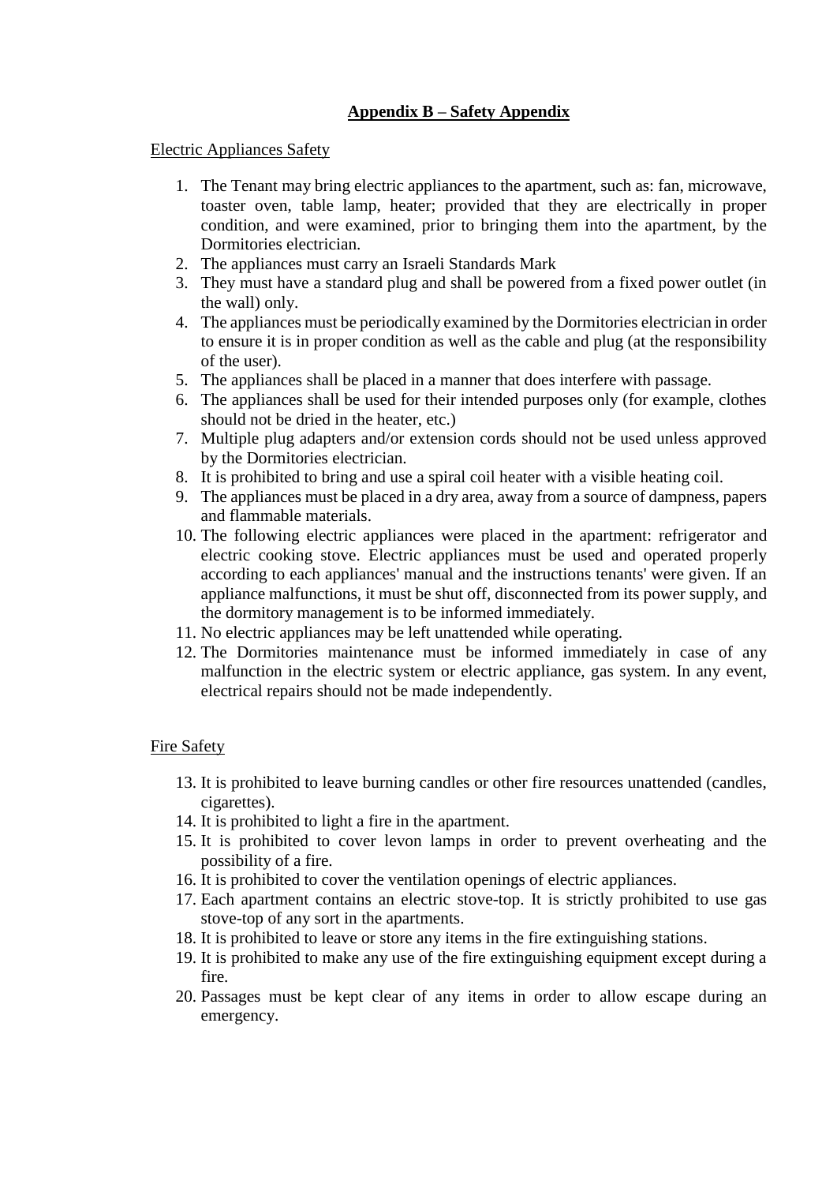## **Appendix B – Safety Appendix**

Electric Appliances Safety

1. The Tenant may bring electric appliances to the apartment, such as: fan, microwave, toaster oven, table lamp, heater; provided that they are electrically in proper condition, and were examined, prior to bringing them into the apartment, by the Dormitories electrician.
2. The appliances must carry an Israeli Standards Mark
3. They must have a standard plug and shall be powered from a fixed power outlet (in the wall) only.
4. The appliances must be periodically examined by the Dormitories electrician in order to ensure it is in proper condition as well as the cable and plug (at the responsibility of the user).
5. The appliances shall be placed in a manner that does interfere with passage.
6. The appliances shall be used for their intended purposes only (for example, clothes should not be dried in the heater, etc.)
7. Multiple plug adapters and/or extension cords should not be used unless approved by the Dormitories electrician.
8. It is prohibited to bring and use a spiral coil heater with a visible heating coil.
9. The appliances must be placed in a dry area, away from a source of dampness, papers and flammable materials.
10. The following electric appliances were placed in the apartment: refrigerator and electric cooking stove. Electric appliances must be used and operated properly according to each appliances' manual and the instructions tenants' were given. If an appliance malfunctions, it must be shut off, disconnected from its power supply, and the dormitory management is to be informed immediately.
11. No electric appliances may be left unattended while operating.
12. The Dormitories maintenance must be informed immediately in case of any malfunction in the electric system or electric appliance, gas system. In any event, electrical repairs should not be made independently.

Fire Safety

13. It is prohibited to leave burning candles or other fire resources unattended (candles, cigarettes).
14. It is prohibited to light a fire in the apartment.
15. It is prohibited to cover levon lamps in order to prevent overheating and the possibility of a fire.
16. It is prohibited to cover the ventilation openings of electric appliances.
17. Each apartment contains an electric stove-top. It is strictly prohibited to use gas stove-top of any sort in the apartments.
18. It is prohibited to leave or store any items in the fire extinguishing stations.
19. It is prohibited to make any use of the fire extinguishing equipment except during a fire.
20. Passages must be kept clear of any items in order to allow escape during an emergency.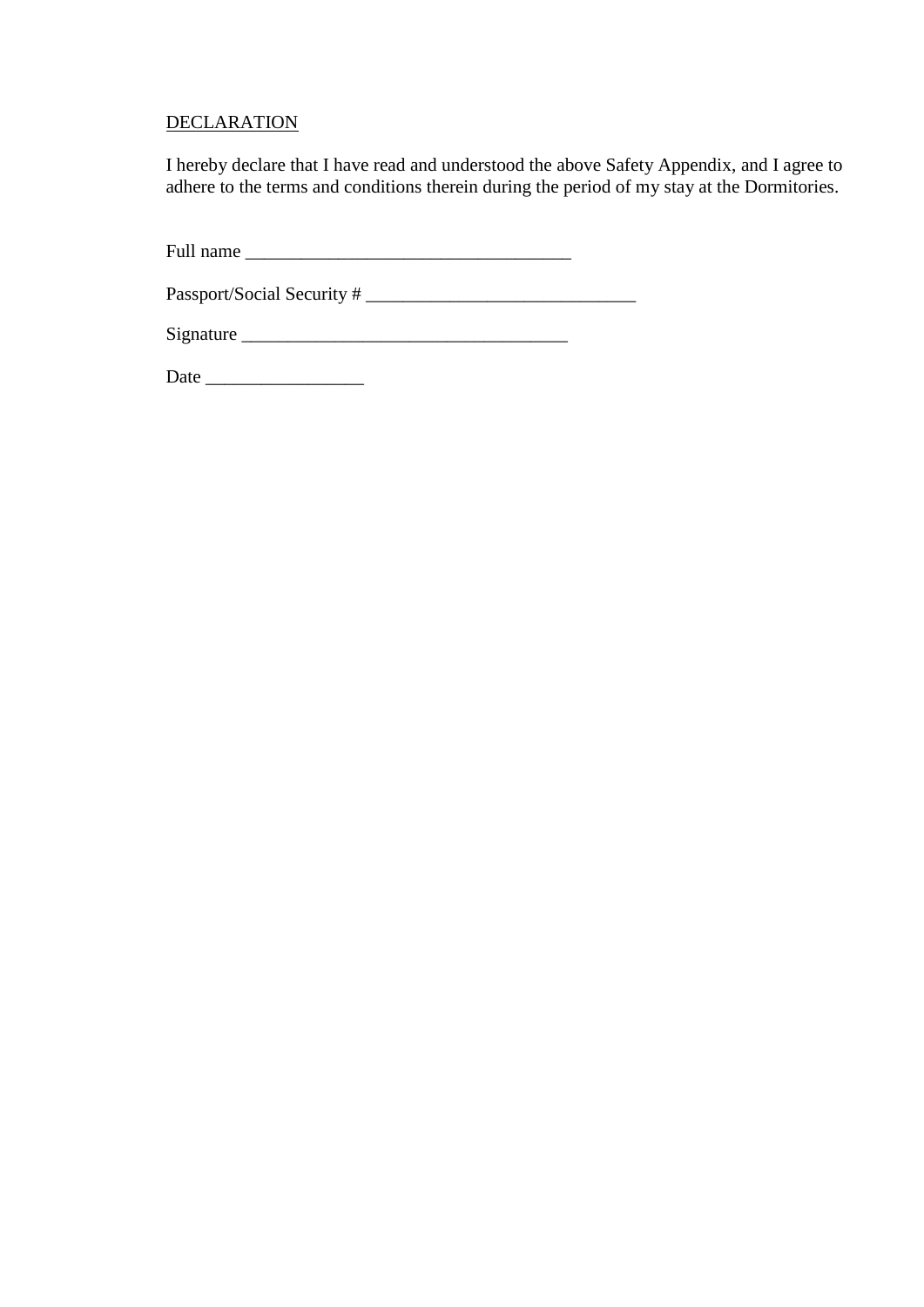DECLARATION

I hereby declare that I have read and understood the above Safety Appendix, and I agree to adhere to the terms and conditions therein during the period of my stay at the Dormitories.

Full name ___________________________________

Passport/Social Security # _____________________________

Signature ___________________________________

Date _________________